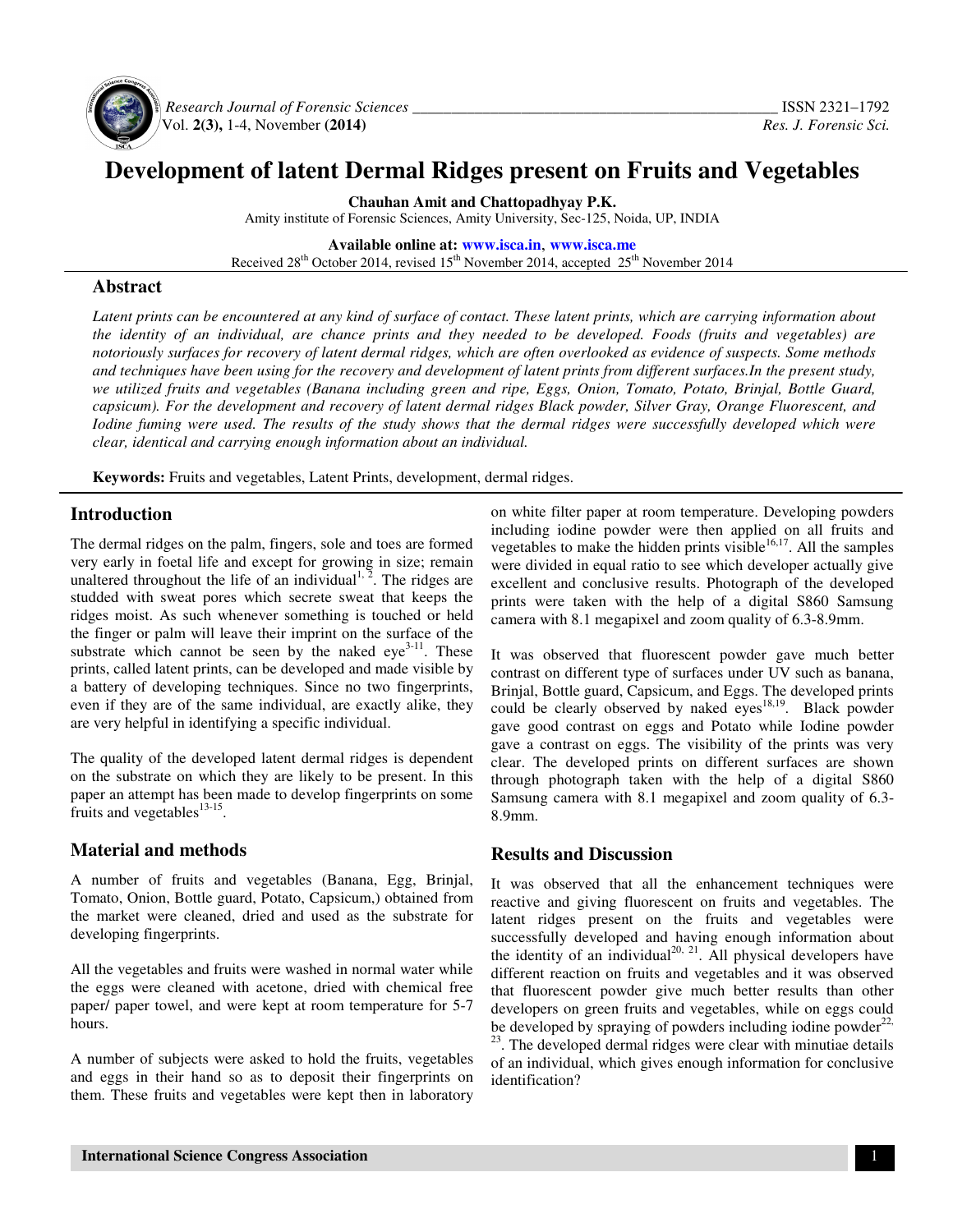# Development of latent Dermal Ridges present on Fruits and Vegetables

**Chauhan Amit and Chattopadhyay P.K.**

Amity institute of Forensic Sciences, Amity University, Sec-125, Noida, UP, INDIA

**Available online at: www.isca.in, www.isca.me**

Received 28th October 2014, revised 15th November 2014, accepted 25th November 2014

## Abstract

*Latent prints can be encountered at any kind of surface of contact. These latent prints, which are carrying information about the identity of an individual, are chance prints and they needed to be developed. Foods (fruits and vegetables) are notoriously surfaces for recovery of latent dermal ridges, which are often overlooked as evidence of suspects. Some methods and techniques have been using for the recovery and development of latent prints from different surfaces.In the present study, we utilized fruits and vegetables (Banana including green and ripe, Eggs, Onion, Tomato, Potato, Brinjal, Bottle Guard, capsicum). For the development and recovery of latent dermal ridges Black powder, Silver Gray, Orange Fluorescent, and Iodine fuming were used. The results of the study shows that the dermal ridges were successfully developed which were clear, identical and carrying enough information about an individual.*

**Keywords:** Fruits and vegetables, Latent Prints, development, dermal ridges.

## Introduction

The dermal ridges on the palm, fingers, sole and toes are formed very early in foetal life and except for growing in size; remain unaltered throughout the life of an individual[1, 2]. The ridges are studded with sweat pores which secrete sweat that keeps the ridges moist. As such whenever something is touched or held the finger or palm will leave their imprint on the surface of the substrate which cannot be seen by the naked eye[3-11]. These prints, called latent prints, can be developed and made visible by a battery of developing techniques. Since no two fingerprints, even if they are of the same individual, are exactly alike, they are very helpful in identifying a specific individual.

The quality of the developed latent dermal ridges is dependent on the substrate on which they are likely to be present. In this paper an attempt has been made to develop fingerprints on some fruits and vegetables[13-15].

## Material and methods

A number of fruits and vegetables (Banana, Egg, Brinjal, Tomato, Onion, Bottle guard, Potato, Capsicum,) obtained from the market were cleaned, dried and used as the substrate for developing fingerprints.

All the vegetables and fruits were washed in normal water while the eggs were cleaned with acetone, dried with chemical free paper/ paper towel, and were kept at room temperature for 5-7 hours.

A number of subjects were asked to hold the fruits, vegetables and eggs in their hand so as to deposit their fingerprints on them. These fruits and vegetables were kept then in laboratory on white filter paper at room temperature. Developing powders including iodine powder were then applied on all fruits and vegetables to make the hidden prints visible[16,17]. All the samples were divided in equal ratio to see which developer actually give excellent and conclusive results. Photograph of the developed prints were taken with the help of a digital S860 Samsung camera with 8.1 megapixel and zoom quality of 6.3-8.9mm.

It was observed that fluorescent powder gave much better contrast on different type of surfaces under UV such as banana, Brinjal, Bottle guard, Capsicum, and Eggs. The developed prints could be clearly observed by naked eyes[18,19]. Black powder gave good contrast on eggs and Potato while Iodine powder gave a contrast on eggs. The visibility of the prints was very clear. The developed prints on different surfaces are shown through photograph taken with the help of a digital S860 Samsung camera with 8.1 megapixel and zoom quality of 6.3-8.9mm.

## Results and Discussion

It was observed that all the enhancement techniques were reactive and giving fluorescent on fruits and vegetables. The latent ridges present on the fruits and vegetables were successfully developed and having enough information about the identity of an individual[20, 21]. All physical developers have different reaction on fruits and vegetables and it was observed that fluorescent powder give much better results than other developers on green fruits and vegetables, while on eggs could be developed by spraying of powders including iodine powder[22, 23]. The developed dermal ridges were clear with minutiae details of an individual, which gives enough information for conclusive identification?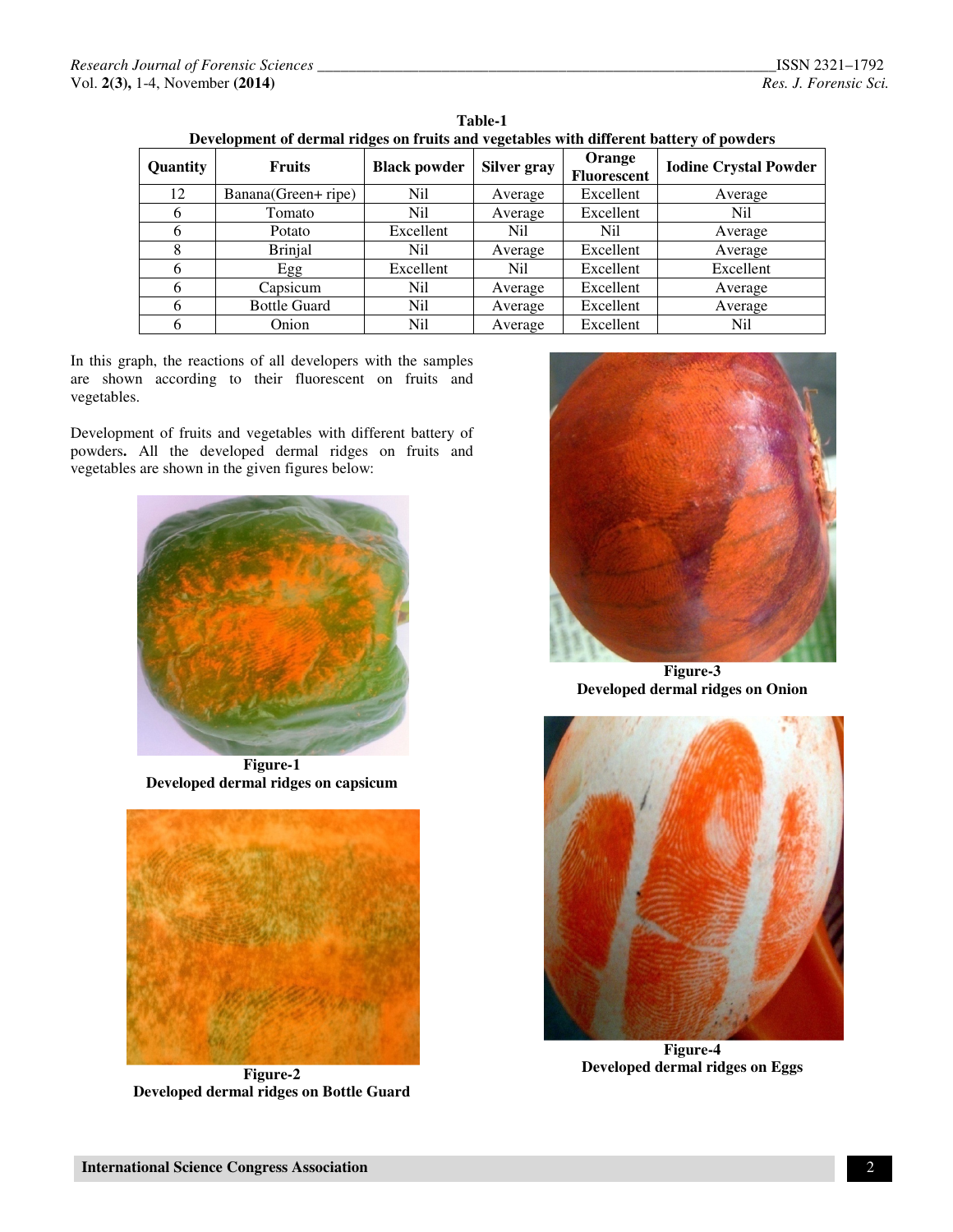**Table-1**
**Development of dermal ridges on fruits and vegetables with different battery of powders**

| Quantity | Fruits | Black powder | Silver gray | Orange Fluorescent | Iodine Crystal Powder |
|---|---|---|---|---|---|
| 12 | Banana(Green+ ripe) | Nil | Average | Excellent | Average |
| 6 | Tomato | Nil | Average | Excellent | Nil |
| 6 | Potato | Excellent | Nil | Nil | Average |
| 8 | Brinjal | Nil | Average | Excellent | Average |
| 6 | Egg | Excellent | Nil | Excellent | Excellent |
| 6 | Capsicum | Nil | Average | Excellent | Average |
| 6 | Bottle Guard | Nil | Average | Excellent | Average |
| 6 | Onion | Nil | Average | Excellent | Nil |

In this graph, the reactions of all developers with the samples are shown according to their fluorescent on fruits and vegetables.

Development of fruits and vegetables with different battery of powders**.** All the developed dermal ridges on fruits and vegetables are shown in the given figures below:

**Figure-1**
**Developed dermal ridges on capsicum**

**Figure-2**
**Developed dermal ridges on Bottle Guard**

**Figure-3**
**Developed dermal ridges on Onion**

**Figure-4**
**Developed dermal ridges on Eggs**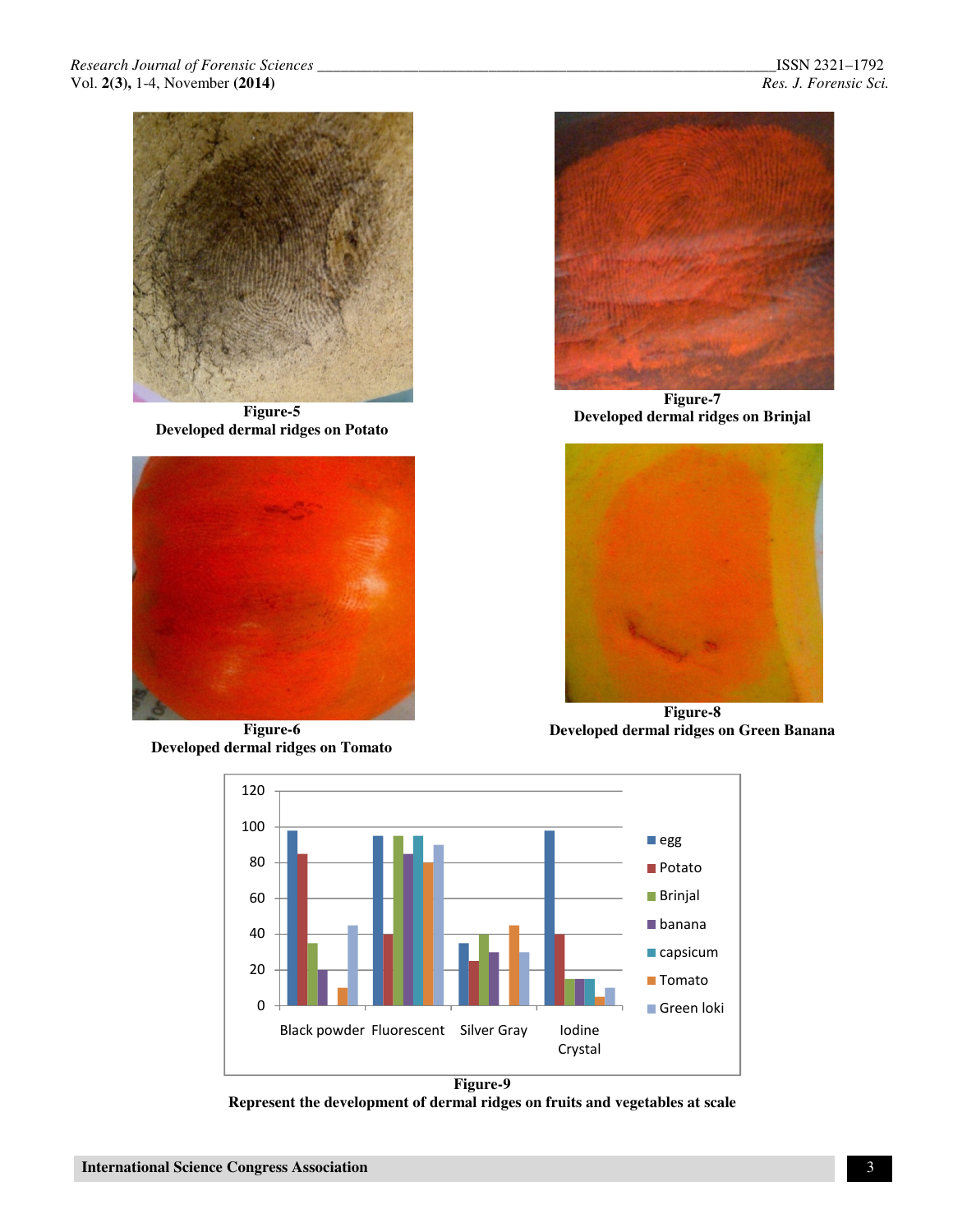Figure-5
**Developed dermal ridges on Potato**

Figure-7
**Developed dermal ridges on Brinjal**

Figure-6
**Developed dermal ridges on Tomato**

Figure-8
**Developed dermal ridges on Green Banana**

Figure-9
**Represent the development of dermal ridges on fruits and vegetables at scale**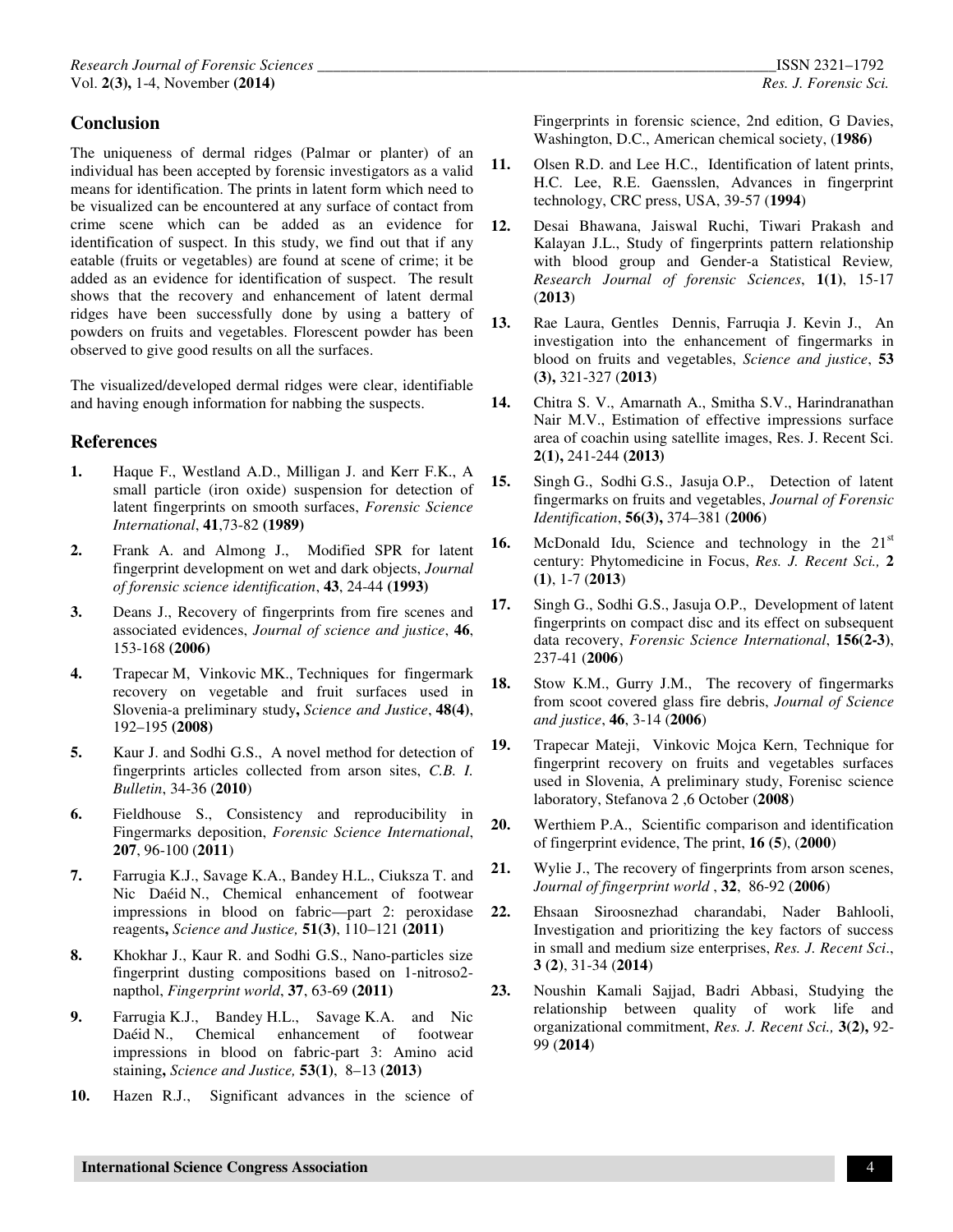## Conclusion

The uniqueness of dermal ridges (Palmar or planter) of an individual has been accepted by forensic investigators as a valid means for identification. The prints in latent form which need to be visualized can be encountered at any surface of contact from crime scene which can be added as an evidence for identification of suspect. In this study, we find out that if any eatable (fruits or vegetables) are found at scene of crime; it be added as an evidence for identification of suspect. The result shows that the recovery and enhancement of latent dermal ridges have been successfully done by using a battery of powders on fruits and vegetables. Florescent powder has been observed to give good results on all the surfaces.

The visualized/developed dermal ridges were clear, identifiable and having enough information for nabbing the suspects.

## References

1. Haque F., Westland A.D., Milligan J. and Kerr F.K., A small particle (iron oxide) suspension for detection of latent fingerprints on smooth surfaces, *Forensic Science International*, **41**,73-82 **(1989)**
2. Frank A. and Almong J., Modified SPR for latent fingerprint development on wet and dark objects, *Journal of forensic science identification*, **43**, 24-44 **(1993)**
3. Deans J., Recovery of fingerprints from fire scenes and associated evidences, *Journal of science and justice*, **46**, 153-168 **(2006)**
4. Trapecar M, Vinkovic MK., Techniques for fingermark recovery on vegetable and fruit surfaces used in Slovenia-a preliminary study**,** *Science and Justice*, **48(4)**, 192–195 **(2008)**
5. Kaur J. and Sodhi G.S., A novel method for detection of fingerprints articles collected from arson sites, *C.B. I. Bulletin*, 34-36 (**2010**)
6. Fieldhouse S., Consistency and reproducibility in Fingermarks deposition, *Forensic Science International*, **207**, 96-100 (**2011**)
7. Farrugia K.J., Savage K.A., Bandey H.L., Ciuksza T. and Nic Daéid N., Chemical enhancement of footwear impressions in blood on fabric—part 2: peroxidase reagents**,** *Science and Justice,* **51(3)**, 110–121 **(2011)**
8. Khokhar J., Kaur R. and Sodhi G.S., Nano-particles size fingerprint dusting compositions based on 1-nitroso2-napthol, *Fingerprint world*, **37**, 63-69 **(2011)**
9. Farrugia K.J., Bandey H.L., Savage K.A. and Nic Daéid N., Chemical enhancement of footwear impressions in blood on fabric-part 3: Amino acid staining**,** *Science and Justice,* **53(1)**, 8–13 **(2013)**
10. Hazen R.J., Significant advances in the science of Fingerprints in forensic science, 2nd edition, G Davies, Washington, D.C., American chemical society, (**1986**)
11. Olsen R.D. and Lee H.C., Identification of latent prints, H.C. Lee, R.E. Gaensslen, Advances in fingerprint technology, CRC press, USA, 39-57 (**1994**)
12. Desai Bhawana, Jaiswal Ruchi, Tiwari Prakash and Kalayan J.L., Study of fingerprints pattern relationship with blood group and Gender-a Statistical Review*, Research Journal of forensic Sciences*, **1(1)**, 15-17 (**2013**)
13. Rae Laura, Gentles Dennis, Farruqia J. Kevin J., An investigation into the enhancement of fingermarks in blood on fruits and vegetables, *Science and justice*, **53 (3),** 321-327 (**2013**)
14. Chitra S. V., Amarnath A., Smitha S.V., Harindranathan Nair M.V., Estimation of effective impressions surface area of coachin using satellite images, Res. J. Recent Sci. **2(1),** 241-244 **(2013)**
15. Singh G., Sodhi G.S., Jasuja O.P., Detection of latent fingermarks on fruits and vegetables, *Journal of Forensic Identification*, **56(3),** 374–381 (**2006**)
16. McDonald Idu, Science and technology in the 21st century: Phytomedicine in Focus, *Res. J. Recent Sci.,* **2 (1)**, 1-7 (**2013**)
17. Singh G., Sodhi G.S., Jasuja O.P., Development of latent fingerprints on compact disc and its effect on subsequent data recovery, *Forensic Science International*, **156(2-3)**, 237-41 (**2006**)
18. Stow K.M., Gurry J.M., The recovery of fingermarks from scoot covered glass fire debris, *Journal of Science and justice*, **46**, 3-14 (**2006**)
19. Trapecar Mateji, Vinkovic Mojca Kern, Technique for fingerprint recovery on fruits and vegetables surfaces used in Slovenia, A preliminary study, Forenisc science laboratory, Stefanova 2 ,6 October (**2008**)
20. Werthiem P.A., Scientific comparison and identification of fingerprint evidence, The print, **16 (5**), (**2000**)
21. Wylie J., The recovery of fingerprints from arson scenes, *Journal of fingerprint world* , **32**, 86-92 (**2006**)
22. Ehsaan Siroosnezhad charandabi, Nader Bahlooli, Investigation and prioritizing the key factors of success in small and medium size enterprises, *Res. J. Recent Sci*., **3 (2)**, 31-34 (**2014**)
23. Noushin Kamali Sajjad, Badri Abbasi, Studying the relationship between quality of work life and organizational commitment, *Res. J. Recent Sci.,* **3(2),** 92-99 (**2014**)